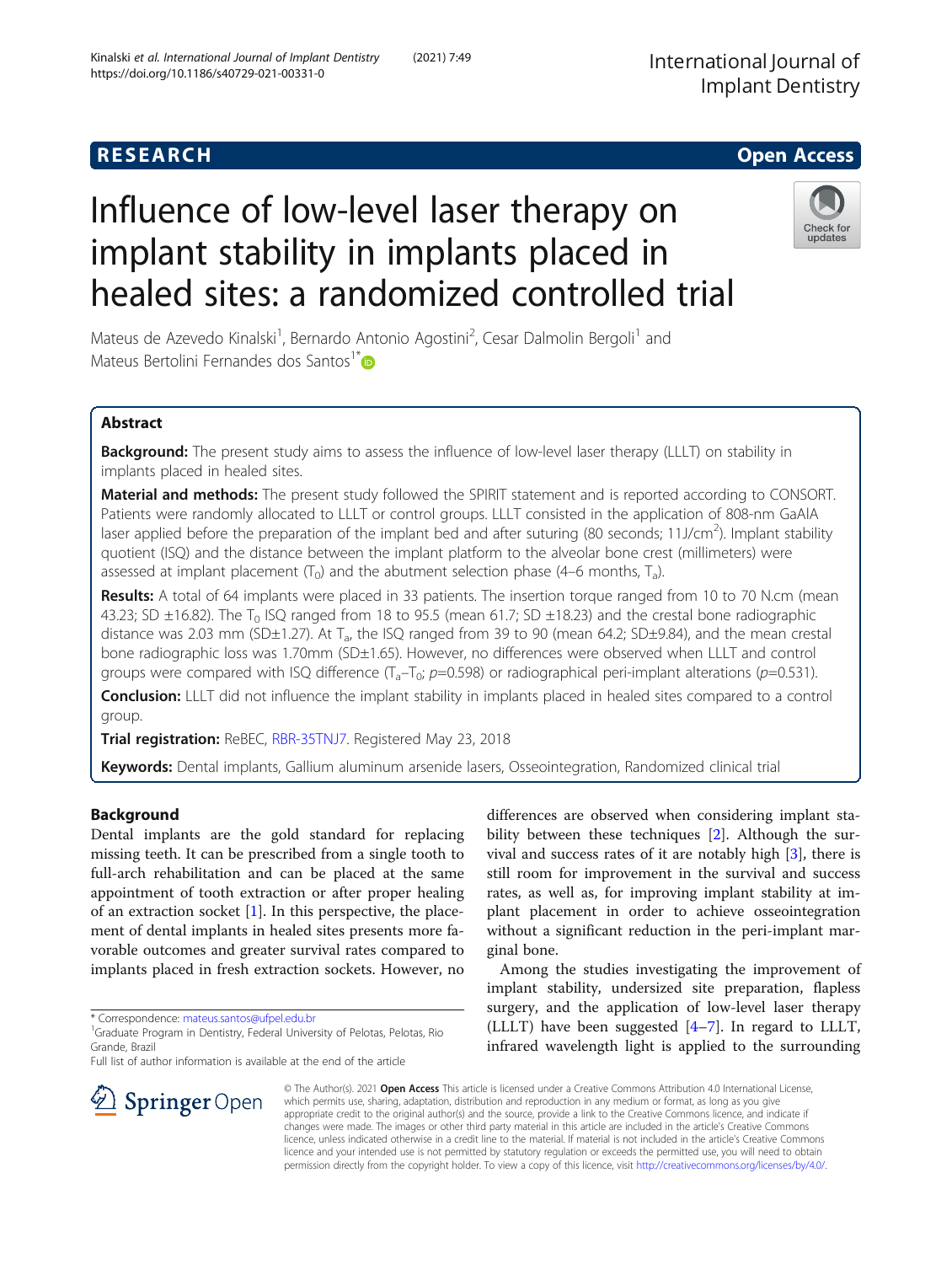RESEARCH

Open Access

# Influence of low-level laser therapy on implant stability in implants placed in healed sites: a randomized controlled trial

Mateus de Azevedo Kinalski[1], Bernardo Antonio Agostini[2], Cesar Dalmolin Bergoli[1] and Mateus Bertolini Fernandes dos Santos[1*]

## Abstract

**Background:** The present study aims to assess the influence of low-level laser therapy (LLLT) on stability in implants placed in healed sites.

**Material and methods:** The present study followed the SPIRIT statement and is reported according to CONSORT. Patients were randomly allocated to LLLT or control groups. LLLT consisted in the application of 808-nm GaAlA laser applied before the preparation of the implant bed and after suturing (80 seconds; 11J/cm$^2$). Implant stability quotient (ISQ) and the distance between the implant platform to the alveolar bone crest (millimeters) were assessed at implant placement ($T_0$) and the abutment selection phase (4–6 months, $T_a$).

**Results:** A total of 64 implants were placed in 33 patients. The insertion torque ranged from 10 to 70 N.cm (mean 43.23; SD ±16.82). The $T_0$ ISQ ranged from 18 to 95.5 (mean 61.7; SD ±18.23) and the crestal bone radiographic distance was 2.03 mm (SD±1.27). At $T_a$, the ISQ ranged from 39 to 90 (mean 64.2; SD±9.84), and the mean crestal bone radiographic loss was 1.70mm (SD±1.65). However, no differences were observed when LLLT and control groups were compared with ISQ difference ($T_a$–$T_0$; $p$=0.598) or radiographical peri-implant alterations ($p$=0.531).

**Conclusion:** LLLT did not influence the implant stability in implants placed in healed sites compared to a control group.

**Trial registration:** ReBEC, RBR-35TNJ7. Registered May 23, 2018

**Keywords:** Dental implants, Gallium aluminum arsenide lasers, Osseointegration, Randomized clinical trial

## Background

Dental implants are the gold standard for replacing missing teeth. It can be prescribed from a single tooth to full-arch rehabilitation and can be placed at the same appointment of tooth extraction or after proper healing of an extraction socket [1]. In this perspective, the placement of dental implants in healed sites presents more favorable outcomes and greater survival rates compared to implants placed in fresh extraction sockets. However, no differences are observed when considering implant stability between these techniques [2]. Although the survival and success rates of it are notably high [3], there is still room for improvement in the survival and success rates, as well as, for improving implant stability at implant placement in order to achieve osseointegration without a significant reduction in the peri-implant marginal bone.

Among the studies investigating the improvement of implant stability, undersized site preparation, flapless surgery, and the application of low-level laser therapy (LLLT) have been suggested [4–7]. In regard to LLLT, infrared wavelength light is applied to the surrounding

\* Correspondence: mateus.santos@ufpel.edu.br
[1]Graduate Program in Dentistry, Federal University of Pelotas, Pelotas, Rio Grande, Brazil
Full list of author information is available at the end of the article

© The Author(s). 2021 **Open Access** This article is licensed under a Creative Commons Attribution 4.0 International License, which permits use, sharing, adaptation, distribution and reproduction in any medium or format, as long as you give appropriate credit to the original author(s) and the source, provide a link to the Creative Commons licence, and indicate if changes were made. The images or other third party material in this article are included in the article's Creative Commons licence, unless indicated otherwise in a credit line to the material. If material is not included in the article's Creative Commons licence and your intended use is not permitted by statutory regulation or exceeds the permitted use, you will need to obtain permission directly from the copyright holder. To view a copy of this licence, visit http://creativecommons.org/licenses/by/4.0/.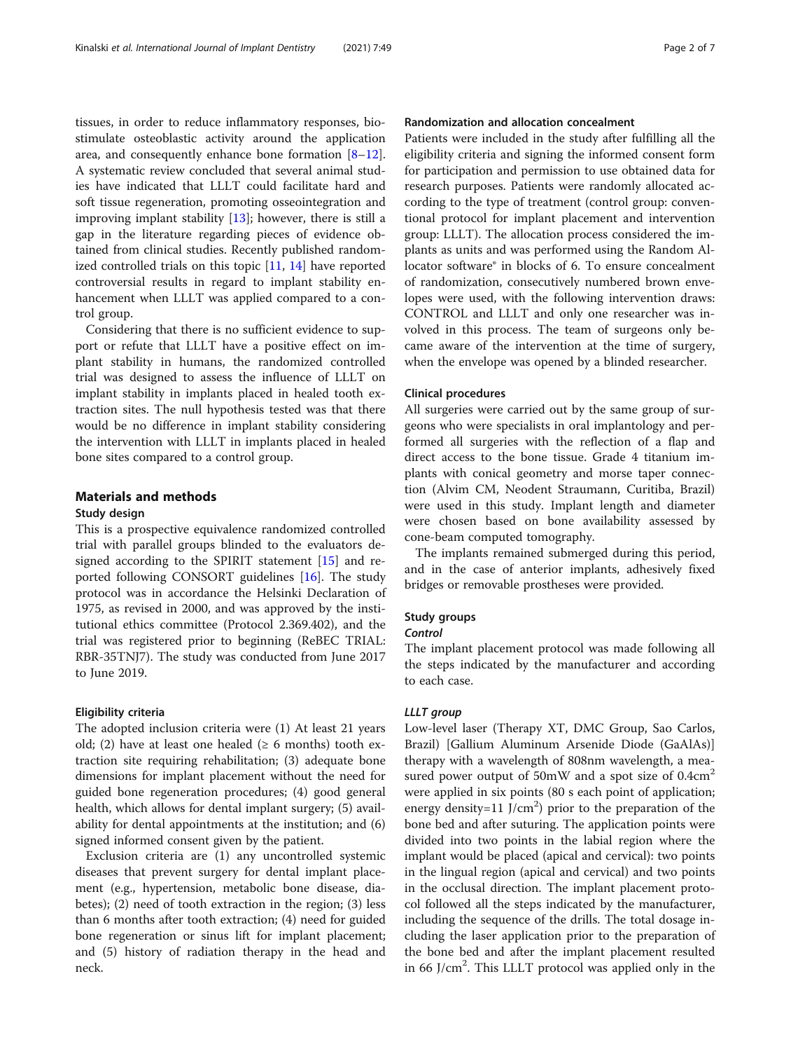tissues, in order to reduce inflammatory responses, biostimulate osteoblastic activity around the application area, and consequently enhance bone formation [8–12]. A systematic review concluded that several animal studies have indicated that LLLT could facilitate hard and soft tissue regeneration, promoting osseointegration and improving implant stability [13]; however, there is still a gap in the literature regarding pieces of evidence obtained from clinical studies. Recently published randomized controlled trials on this topic [11, 14] have reported controversial results in regard to implant stability enhancement when LLLT was applied compared to a control group.

Considering that there is no sufficient evidence to support or refute that LLLT have a positive effect on implant stability in humans, the randomized controlled trial was designed to assess the influence of LLLT on implant stability in implants placed in healed tooth extraction sites. The null hypothesis tested was that there would be no difference in implant stability considering the intervention with LLLT in implants placed in healed bone sites compared to a control group.

## Materials and methods

### Study design

This is a prospective equivalence randomized controlled trial with parallel groups blinded to the evaluators designed according to the SPIRIT statement [15] and reported following CONSORT guidelines [16]. The study protocol was in accordance the Helsinki Declaration of 1975, as revised in 2000, and was approved by the institutional ethics committee (Protocol 2.369.402), and the trial was registered prior to beginning (ReBEC TRIAL: RBR-35TNJ7). The study was conducted from June 2017 to June 2019.

### Eligibility criteria

The adopted inclusion criteria were (1) At least 21 years old; (2) have at least one healed (≥ 6 months) tooth extraction site requiring rehabilitation; (3) adequate bone dimensions for implant placement without the need for guided bone regeneration procedures; (4) good general health, which allows for dental implant surgery; (5) availability for dental appointments at the institution; and (6) signed informed consent given by the patient.

Exclusion criteria are (1) any uncontrolled systemic diseases that prevent surgery for dental implant placement (e.g., hypertension, metabolic bone disease, diabetes); (2) need of tooth extraction in the region; (3) less than 6 months after tooth extraction; (4) need for guided bone regeneration or sinus lift for implant placement; and (5) history of radiation therapy in the head and neck.

### Randomization and allocation concealment

Patients were included in the study after fulfilling all the eligibility criteria and signing the informed consent form for participation and permission to use obtained data for research purposes. Patients were randomly allocated according to the type of treatment (control group: conventional protocol for implant placement and intervention group: LLLT). The allocation process considered the implants as units and was performed using the Random Allocator software® in blocks of 6. To ensure concealment of randomization, consecutively numbered brown envelopes were used, with the following intervention draws: CONTROL and LLLT and only one researcher was involved in this process. The team of surgeons only became aware of the intervention at the time of surgery, when the envelope was opened by a blinded researcher.

### Clinical procedures

All surgeries were carried out by the same group of surgeons who were specialists in oral implantology and performed all surgeries with the reflection of a flap and direct access to the bone tissue. Grade 4 titanium implants with conical geometry and morse taper connection (Alvim CM, Neodent Straumann, Curitiba, Brazil) were used in this study. Implant length and diameter were chosen based on bone availability assessed by cone-beam computed tomography.

The implants remained submerged during this period, and in the case of anterior implants, adhesively fixed bridges or removable prostheses were provided.

### Study groups

#### *Control*

The implant placement protocol was made following all the steps indicated by the manufacturer and according to each case.

#### *LLLT group*

Low-level laser (Therapy XT, DMC Group, Sao Carlos, Brazil) [Gallium Aluminum Arsenide Diode (GaAlAs)] therapy with a wavelength of 808nm wavelength, a measured power output of 50mW and a spot size of 0.4cm$^2$ were applied in six points (80 s each point of application; energy density=11 J/cm$^2$) prior to the preparation of the bone bed and after suturing. The application points were divided into two points in the labial region where the implant would be placed (apical and cervical): two points in the lingual region (apical and cervical) and two points in the occlusal direction. The implant placement protocol followed all the steps indicated by the manufacturer, including the sequence of the drills. The total dosage including the laser application prior to the preparation of the bone bed and after the implant placement resulted in 66 J/cm$^2$. This LLLT protocol was applied only in the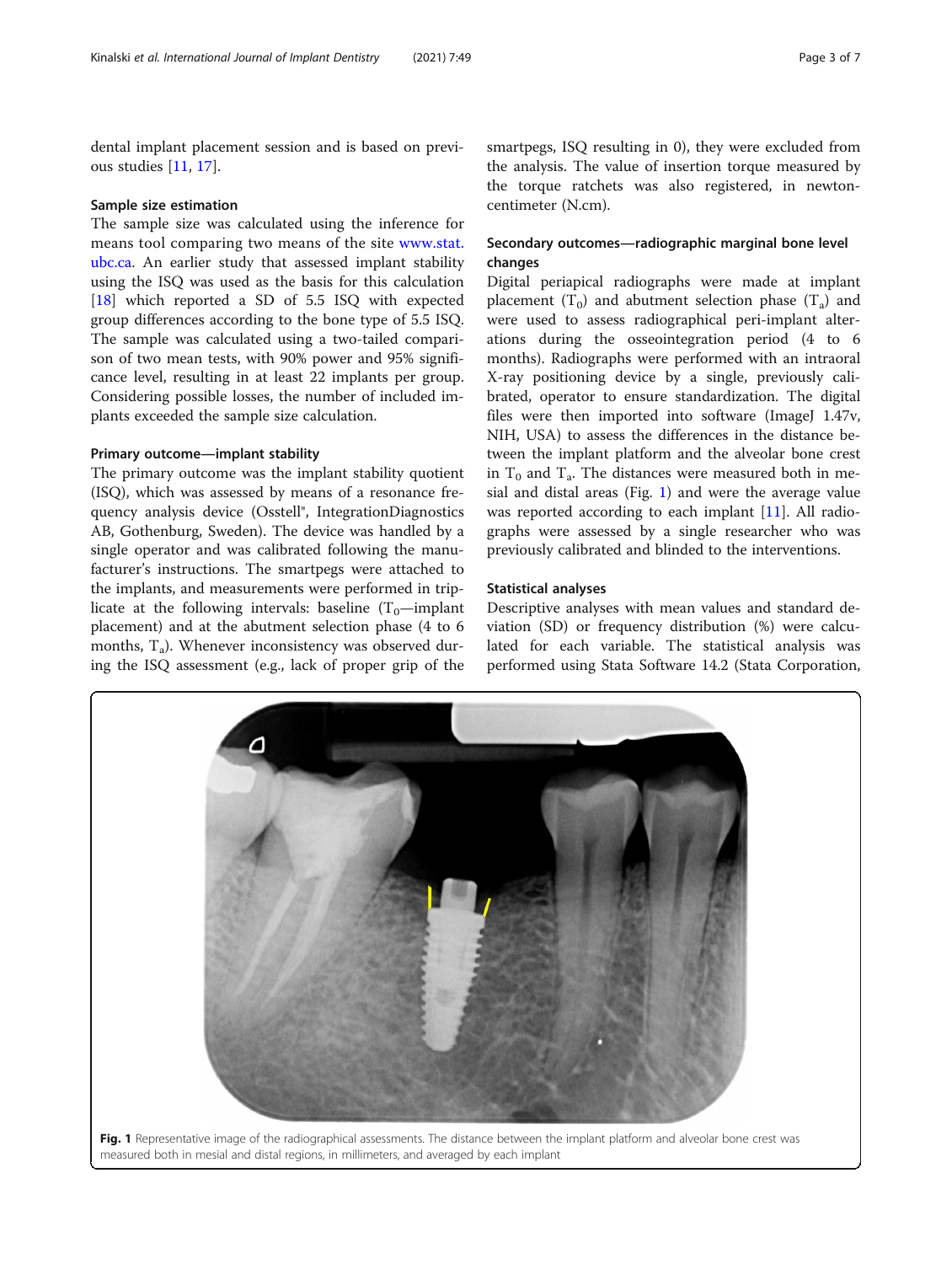dental implant placement session and is based on previous studies [11, 17].

### Sample size estimation

The sample size was calculated using the inference for means tool comparing two means of the site www.stat.ubc.ca. An earlier study that assessed implant stability using the ISQ was used as the basis for this calculation [18] which reported a SD of 5.5 ISQ with expected group differences according to the bone type of 5.5 ISQ. The sample was calculated using a two-tailed comparison of two mean tests, with 90% power and 95% significance level, resulting in at least 22 implants per group. Considering possible losses, the number of included implants exceeded the sample size calculation.

### Primary outcome—implant stability

The primary outcome was the implant stability quotient (ISQ), which was assessed by means of a resonance frequency analysis device (Osstell®, IntegrationDiagnostics AB, Gothenburg, Sweden). The device was handled by a single operator and was calibrated following the manufacturer's instructions. The smartpegs were attached to the implants, and measurements were performed in triplicate at the following intervals: baseline ($T_0$—implant placement) and at the abutment selection phase (4 to 6 months, $T_a$). Whenever inconsistency was observed during the ISQ assessment (e.g., lack of proper grip of the smartpegs, ISQ resulting in 0), they were excluded from the analysis. The value of insertion torque measured by the torque ratchets was also registered, in newton-centimeter (N.cm).

### Secondary outcomes—radiographic marginal bone level changes

Digital periapical radiographs were made at implant placement ($T_0$) and abutment selection phase ($T_a$) and were used to assess radiographical peri-implant alterations during the osseointegration period (4 to 6 months). Radiographs were performed with an intraoral X-ray positioning device by a single, previously calibrated, operator to ensure standardization. The digital files were then imported into software (ImageJ 1.47v, NIH, USA) to assess the differences in the distance between the implant platform and the alveolar bone crest in $T_0$ and $T_a$. The distances were measured both in mesial and distal areas (Fig. 1) and were the average value was reported according to each implant [11]. All radiographs were assessed by a single researcher who was previously calibrated and blinded to the interventions.

### Statistical analyses

Descriptive analyses with mean values and standard deviation (SD) or frequency distribution (%) were calculated for each variable. The statistical analysis was performed using Stata Software 14.2 (Stata Corporation,

**Fig. 1** Representative image of the radiographical assessments. The distance between the implant platform and alveolar bone crest was measured both in mesial and distal regions, in millimeters, and averaged by each implant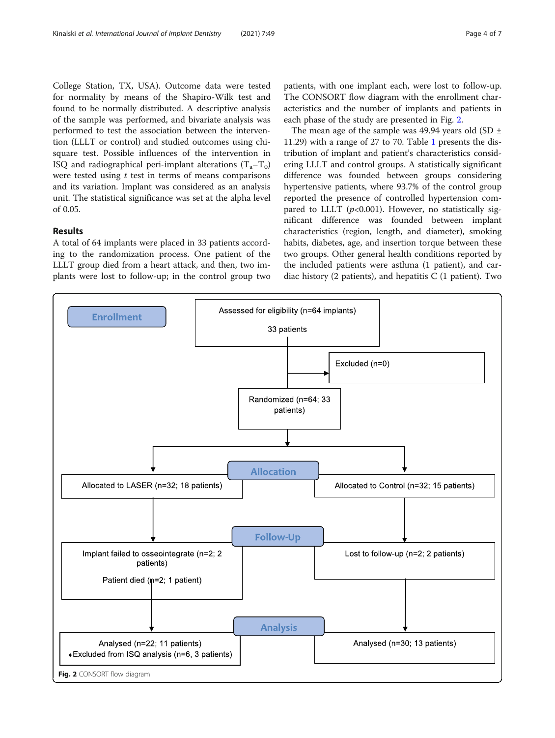College Station, TX, USA). Outcome data were tested for normality by means of the Shapiro-Wilk test and found to be normally distributed. A descriptive analysis of the sample was performed, and bivariate analysis was performed to test the association between the intervention (LLLT or control) and studied outcomes using chi-square test. Possible influences of the intervention in ISQ and radiographical peri-implant alterations ($T_a$–$T_0$) were tested using *t* test in terms of means comparisons and its variation. Implant was considered as an analysis unit. The statistical significance was set at the alpha level of 0.05.

## Results

A total of 64 implants were placed in 33 patients according to the randomization process. One patient of the LLLT group died from a heart attack, and then, two implants were lost to follow-up; in the control group two patients, with one implant each, were lost to follow-up. The CONSORT flow diagram with the enrollment characteristics and the number of implants and patients in each phase of the study are presented in Fig. 2.

The mean age of the sample was 49.94 years old (SD ± 11.29) with a range of 27 to 70. Table 1 presents the distribution of implant and patient's characteristics considering LLLT and control groups. A statistically significant difference was founded between groups considering hypertensive patients, where 93.7% of the control group reported the presence of controlled hypertension compared to LLLT ($p$<0.001). However, no statistically significant difference was founded between implant characteristics (region, length, and diameter), smoking habits, diabetes, age, and insertion torque between these two groups. Other general health conditions reported by the included patients were asthma (1 patient), and cardiac history (2 patients), and hepatitis C (1 patient). Two

**Enrollment**

- Assessed for eligibility (n=64 implants) 33 patients
- Excluded (n=0)
- Randomized (n=64; 33 patients)

**Allocation**

- Allocated to LASER (n=32; 18 patients)
- Allocated to Control (n=32; 15 patients)

**Follow-Up**

- LASER: Implant failed to osseointegrate (n=2; 2 patients); Patient died (n=2; 1 patient)
- Control: Lost to follow-up (n=2; 2 patients)

**Analysis**

- LASER: Analysed (n=22; 11 patients); ♦Excluded from ISQ analysis (n=6, 3 patients)
- Control: Analysed (n=30; 13 patients)

**Fig. 2** CONSORT flow diagram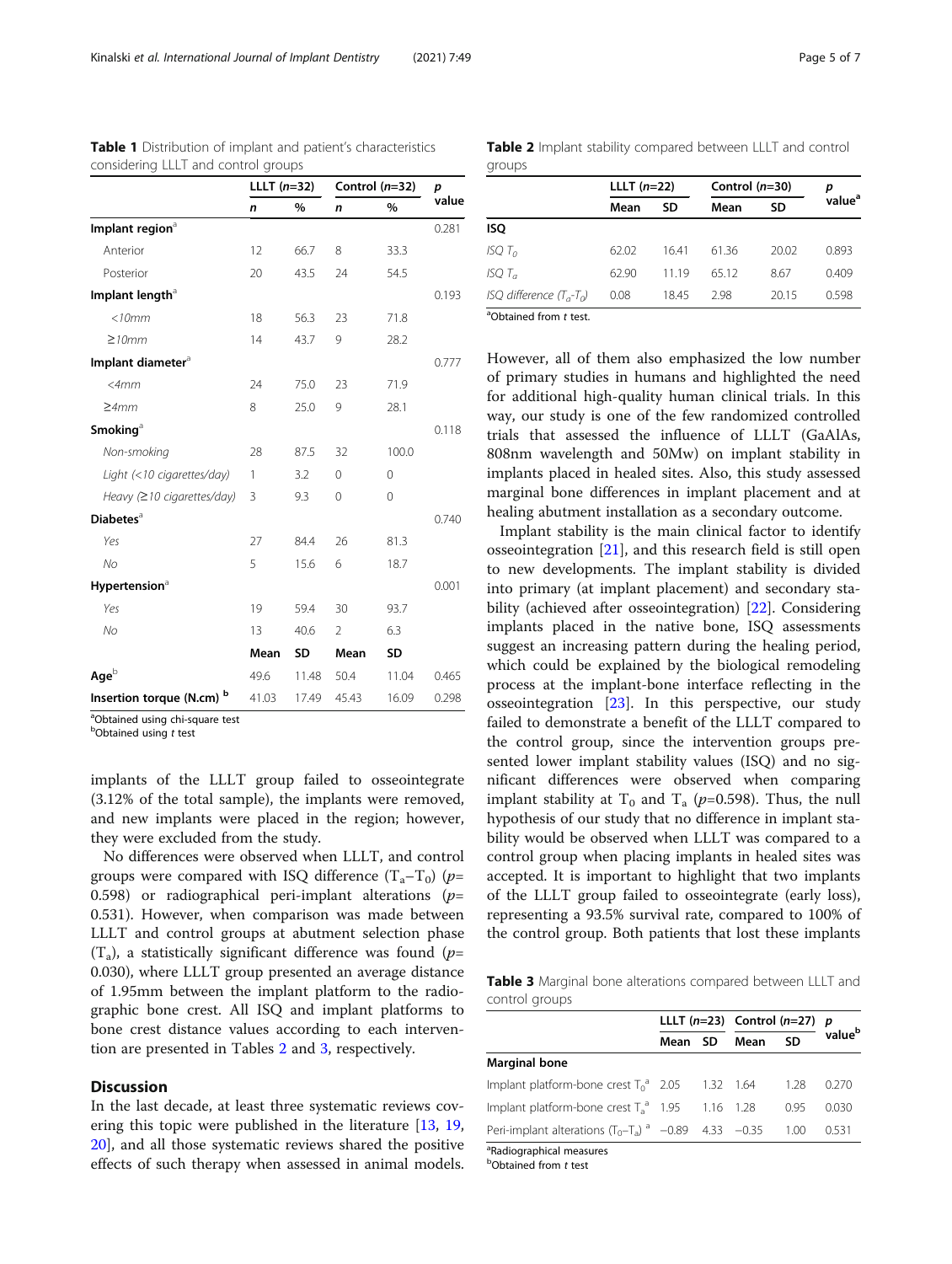**Table 1** Distribution of implant and patient's characteristics considering LLLT and control groups

| | LLLT (*n*=32) | | Control (*n*=32) | | *p* value |
|---|---|---|---|---|---|
| | *n* | % | *n* | % | |
| **Implant region**[a] | | | | | 0.281 |
| Anterior | 12 | 66.7 | 8 | 33.3 | |
| Posterior | 20 | 43.5 | 24 | 54.5 | |
| **Implant length**[a] | | | | | 0.193 |
| *<10mm* | 18 | 56.3 | 23 | 71.8 | |
| *≥10mm* | 14 | 43.7 | 9 | 28.2 | |
| **Implant diameter**[a] | | | | | 0.777 |
| *<4mm* | 24 | 75.0 | 23 | 71.9 | |
| *≥4mm* | 8 | 25.0 | 9 | 28.1 | |
| **Smoking**[a] | | | | | 0.118 |
| *Non-smoking* | 28 | 87.5 | 32 | 100.0 | |
| *Light (<10 cigarettes/day)* | 1 | 3.2 | 0 | 0 | |
| *Heavy (≥10 cigarettes/day)* | 3 | 9.3 | 0 | 0 | |
| **Diabetes**[a] | | | | | 0.740 |
| *Yes* | 27 | 84.4 | 26 | 81.3 | |
| *No* | 5 | 15.6 | 6 | 18.7 | |
| **Hypertension**[a] | | | | | 0.001 |
| *Yes* | 19 | 59.4 | 30 | 93.7 | |
| *No* | 13 | 40.6 | 2 | 6.3 | |
| | **Mean** | **SD** | **Mean** | **SD** | |
| **Age**[b] | 49.6 | 11.48 | 50.4 | 11.04 | 0.465 |
| **Insertion torque (N.cm)** [b] | 41.03 | 17.49 | 45.43 | 16.09 | 0.298 |

[a]Obtained using chi-square test
[b]Obtained using *t* test

implants of the LLLT group failed to osseointegrate (3.12% of the total sample), the implants were removed, and new implants were placed in the region; however, they were excluded from the study.

No differences were observed when LLLT, and control groups were compared with ISQ difference ($T_a$−$T_0$) ($p$= 0.598) or radiographical peri-implant alterations ($p$= 0.531). However, when comparison was made between LLLT and control groups at abutment selection phase ($T_a$), a statistically significant difference was found ($p$= 0.030), where LLLT group presented an average distance of 1.95mm between the implant platform to the radiographic bone crest. All ISQ and implant platforms to bone crest distance values according to each intervention are presented in Tables 2 and 3, respectively.

## Discussion

In the last decade, at least three systematic reviews covering this topic were published in the literature [13, 19, 20], and all those systematic reviews shared the positive effects of such therapy when assessed in animal models.

**Table 2** Implant stability compared between LLLT and control groups

| | LLLT (*n*=22) | | Control (*n*=30) | | *p* value[a] |
|---|---|---|---|---|---|
| | Mean | SD | Mean | SD | |
| **ISQ** | | | | | |
| *ISQ $T_0$* | 62.02 | 16.41 | 61.36 | 20.02 | 0.893 |
| *ISQ $T_a$* | 62.90 | 11.19 | 65.12 | 8.67 | 0.409 |
| *ISQ difference ($T_a$-$T_0$)* | 0.08 | 18.45 | 2.98 | 20.15 | 0.598 |

[a]Obtained from *t* test.

However, all of them also emphasized the low number of primary studies in humans and highlighted the need for additional high-quality human clinical trials. In this way, our study is one of the few randomized controlled trials that assessed the influence of LLLT (GaAlAs, 808nm wavelength and 50Mw) on implant stability in implants placed in healed sites. Also, this study assessed marginal bone differences in implant placement and at healing abutment installation as a secondary outcome.

Implant stability is the main clinical factor to identify osseointegration [21], and this research field is still open to new developments. The implant stability is divided into primary (at implant placement) and secondary stability (achieved after osseointegration) [22]. Considering implants placed in the native bone, ISQ assessments suggest an increasing pattern during the healing period, which could be explained by the biological remodeling process at the implant-bone interface reflecting in the osseointegration [23]. In this perspective, our study failed to demonstrate a benefit of the LLLT compared to the control group, since the intervention groups presented lower implant stability values (ISQ) and no significant differences were observed when comparing implant stability at $T_0$ and $T_a$ ($p$=0.598). Thus, the null hypothesis of our study that no difference in implant stability would be observed when LLLT was compared to a control group when placing implants in healed sites was accepted. It is important to highlight that two implants of the LLLT group failed to osseointegrate (early loss), representing a 93.5% survival rate, compared to 100% of the control group. Both patients that lost these implants

**Table 3** Marginal bone alterations compared between LLLT and control groups

| | LLLT (*n*=23) | | Control (*n*=27) | | *p* value[b] |
|---|---|---|---|---|---|
| | Mean | SD | Mean | SD | |
| **Marginal bone** | | | | | |
| Implant platform-bone crest $T_0$[a] | 2.05 | 1.32 | 1.64 | 1.28 | 0.270 |
| Implant platform-bone crest $T_a$[a] | 1.95 | 1.16 | 1.28 | 0.95 | 0.030 |
| Peri-implant alterations ($T_0$–$T_a$) [a] | −0.89 | 4.33 | −0.35 | 1.00 | 0.531 |

[a]Radiographical measures
[b]Obtained from *t* test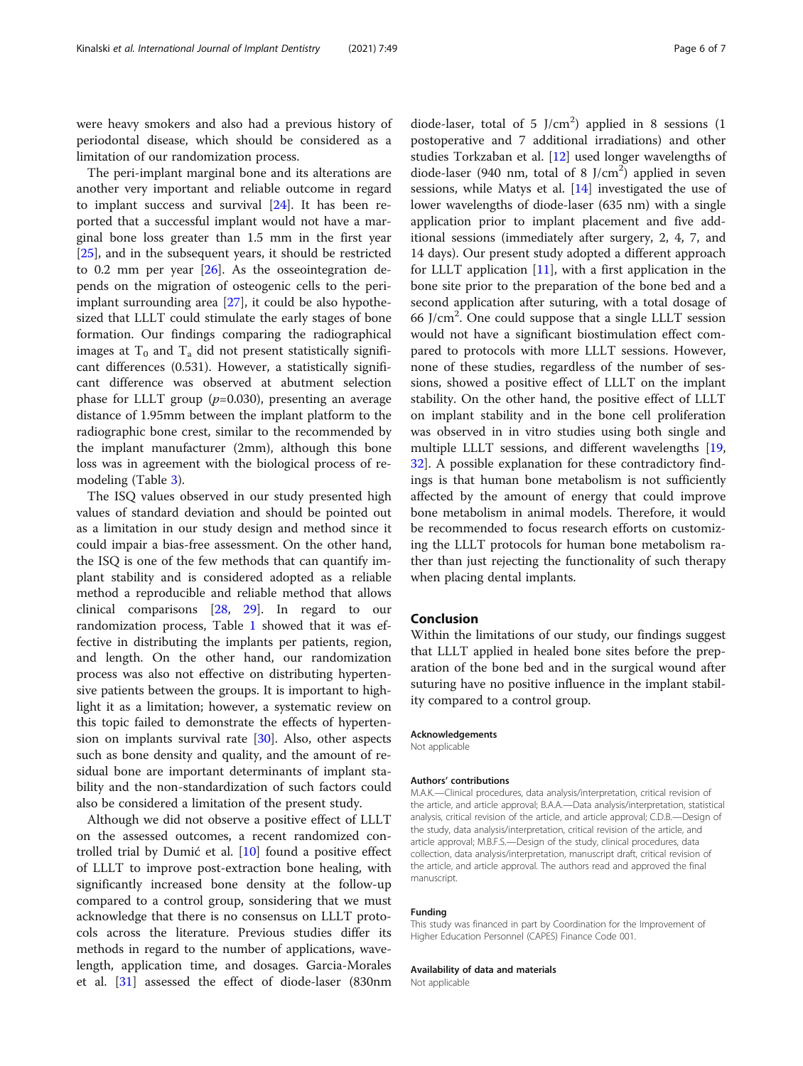were heavy smokers and also had a previous history of periodontal disease, which should be considered as a limitation of our randomization process.

The peri-implant marginal bone and its alterations are another very important and reliable outcome in regard to implant success and survival [24]. It has been reported that a successful implant would not have a marginal bone loss greater than 1.5 mm in the first year [25], and in the subsequent years, it should be restricted to 0.2 mm per year [26]. As the osseointegration depends on the migration of osteogenic cells to the peri-implant surrounding area [27], it could be also hypothesized that LLLT could stimulate the early stages of bone formation. Our findings comparing the radiographical images at $T_0$ and $T_a$ did not present statistically significant differences (0.531). However, a statistically significant difference was observed at abutment selection phase for LLLT group ($p$=0.030), presenting an average distance of 1.95mm between the implant platform to the radiographic bone crest, similar to the recommended by the implant manufacturer (2mm), although this bone loss was in agreement with the biological process of remodeling (Table 3).

The ISQ values observed in our study presented high values of standard deviation and should be pointed out as a limitation in our study design and method since it could impair a bias-free assessment. On the other hand, the ISQ is one of the few methods that can quantify implant stability and is considered adopted as a reliable method a reproducible and reliable method that allows clinical comparisons [28, 29]. In regard to our randomization process, Table 1 showed that it was effective in distributing the implants per patients, region, and length. On the other hand, our randomization process was also not effective on distributing hypertensive patients between the groups. It is important to highlight it as a limitation; however, a systematic review on this topic failed to demonstrate the effects of hypertension on implants survival rate [30]. Also, other aspects such as bone density and quality, and the amount of residual bone are important determinants of implant stability and the non-standardization of such factors could also be considered a limitation of the present study.

Although we did not observe a positive effect of LLLT on the assessed outcomes, a recent randomized controlled trial by Dumić et al. [10] found a positive effect of LLLT to improve post-extraction bone healing, with significantly increased bone density at the follow-up compared to a control group, sonsidering that we must acknowledge that there is no consensus on LLLT protocols across the literature. Previous studies differ its methods in regard to the number of applications, wavelength, application time, and dosages. Garcia-Morales et al. [31] assessed the effect of diode-laser (830nm diode-laser, total of 5 J/cm$^2$) applied in 8 sessions (1 postoperative and 7 additional irradiations) and other studies Torkzaban et al. [12] used longer wavelengths of diode-laser (940 nm, total of 8 J/cm$^2$) applied in seven sessions, while Matys et al. [14] investigated the use of lower wavelengths of diode-laser (635 nm) with a single application prior to implant placement and five additional sessions (immediately after surgery, 2, 4, 7, and 14 days). Our present study adopted a different approach for LLLT application [11], with a first application in the bone site prior to the preparation of the bone bed and a second application after suturing, with a total dosage of 66 J/cm$^2$. One could suppose that a single LLLT session would not have a significant biostimulation effect compared to protocols with more LLLT sessions. However, none of these studies, regardless of the number of sessions, showed a positive effect of LLLT on the implant stability. On the other hand, the positive effect of LLLT on implant stability and in the bone cell proliferation was observed in in vitro studies using both single and multiple LLLT sessions, and different wavelengths [19, 32]. A possible explanation for these contradictory findings is that human bone metabolism is not sufficiently affected by the amount of energy that could improve bone metabolism in animal models. Therefore, it would be recommended to focus research efforts on customizing the LLLT protocols for human bone metabolism rather than just rejecting the functionality of such therapy when placing dental implants.

## Conclusion

Within the limitations of our study, our findings suggest that LLLT applied in healed bone sites before the preparation of the bone bed and in the surgical wound after suturing have no positive influence in the implant stability compared to a control group.

#### Acknowledgements
Not applicable

#### Authors' contributions
M.A.K.—Clinical procedures, data analysis/interpretation, critical revision of the article, and article approval; B.A.A.—Data analysis/interpretation, statistical analysis, critical revision of the article, and article approval; C.D.B.—Design of the study, data analysis/interpretation, critical revision of the article, and article approval; M.B.F.S.—Design of the study, clinical procedures, data collection, data analysis/interpretation, manuscript draft, critical revision of the article, and article approval. The authors read and approved the final manuscript.

#### Funding
This study was financed in part by Coordination for the Improvement of Higher Education Personnel (CAPES) Finance Code 001.

#### Availability of data and materials
Not applicable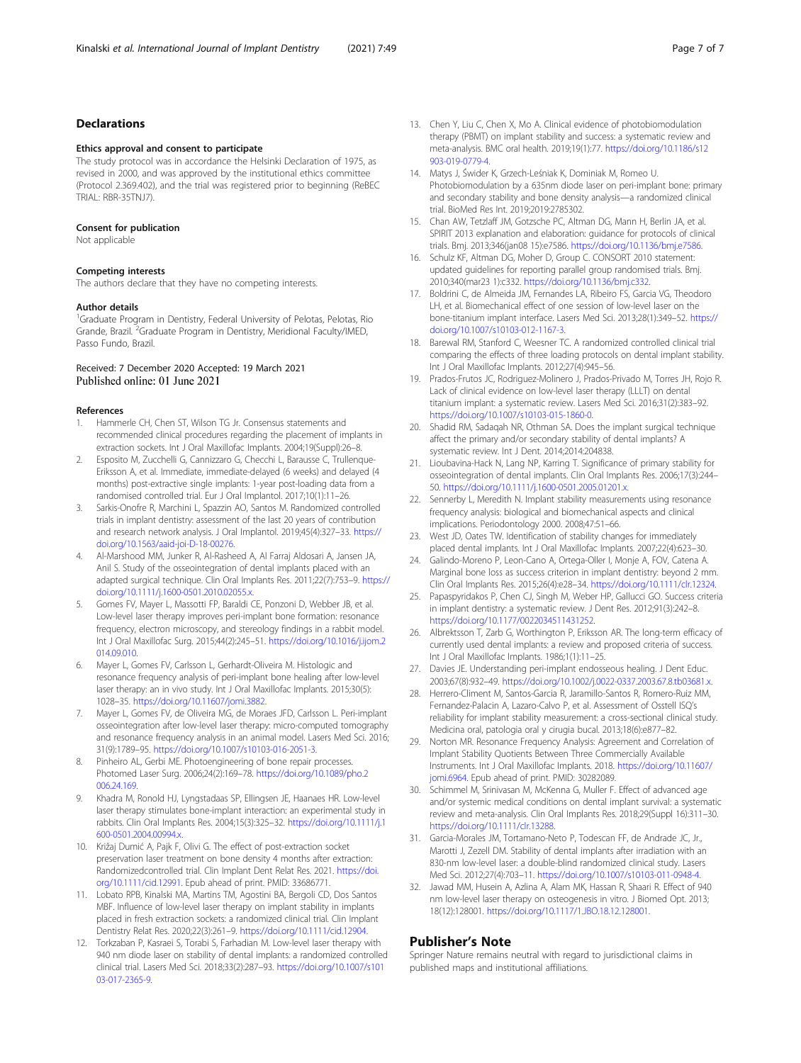## Declarations

### Ethics approval and consent to participate

The study protocol was in accordance the Helsinki Declaration of 1975, as revised in 2000, and was approved by the institutional ethics committee (Protocol 2.369.402), and the trial was registered prior to beginning (ReBEC TRIAL: RBR-35TNJ7).

### Consent for publication

Not applicable

### Competing interests

The authors declare that they have no competing interests.

### Author details

[1]Graduate Program in Dentistry, Federal University of Pelotas, Pelotas, Rio Grande, Brazil. [2]Graduate Program in Dentistry, Meridional Faculty/IMED, Passo Fundo, Brazil.

Received: 7 December 2020 Accepted: 19 March 2021
Published online: 01 June 2021

### References

1. Hammerle CH, Chen ST, Wilson TG Jr. Consensus statements and recommended clinical procedures regarding the placement of implants in extraction sockets. Int J Oral Maxillofac Implants. 2004;19(Suppl):26–8.
2. Esposito M, Zucchelli G, Cannizzaro G, Checchi L, Barausse C, Trullenque-Eriksson A, et al. Immediate, immediate-delayed (6 weeks) and delayed (4 months) post-extractive single implants: 1-year post-loading data from a randomised controlled trial. Eur J Oral Implantol. 2017;10(1):11–26.
3. Sarkis-Onofre R, Marchini L, Spazzin AO, Santos M. Randomized controlled trials in implant dentistry: assessment of the last 20 years of contribution and research network analysis. J Oral Implantol. 2019;45(4):327–33. https://doi.org/10.1563/aaid-joi-D-18-00276.
4. Al-Marshood MM, Junker R, Al-Rasheed A, Al Farraj Aldosari A, Jansen JA, Anil S. Study of the osseointegration of dental implants placed with an adapted surgical technique. Clin Oral Implants Res. 2011;22(7):753–9. https://doi.org/10.1111/j.1600-0501.2010.02055.x.
5. Gomes FV, Mayer L, Massotti FP, Baraldi CE, Ponzoni D, Webber JB, et al. Low-level laser therapy improves peri-implant bone formation: resonance frequency, electron microscopy, and stereology findings in a rabbit model. Int J Oral Maxillofac Surg. 2015;44(2):245–51. https://doi.org/10.1016/j.ijom.2014.09.010.
6. Mayer L, Gomes FV, Carlsson L, Gerhardt-Oliveira M. Histologic and resonance frequency analysis of peri-implant bone healing after low-level laser therapy: an in vivo study. Int J Oral Maxillofac Implants. 2015;30(5):1028–35. https://doi.org/10.11607/jomi.3882.
7. Mayer L, Gomes FV, de Oliveira MG, de Moraes JFD, Carlsson L. Peri-implant osseointegration after low-level laser therapy: micro-computed tomography and resonance frequency analysis in an animal model. Lasers Med Sci. 2016;31(9):1789–95. https://doi.org/10.1007/s10103-016-2051-3.
8. Pinheiro AL, Gerbi ME. Photoengineering of bone repair processes. Photomed Laser Surg. 2006;24(2):169–78. https://doi.org/10.1089/pho.2006.24.169.
9. Khadra M, Ronold HJ, Lyngstadaas SP, Ellingsen JE, Haanaes HR. Low-level laser therapy stimulates bone-implant interaction: an experimental study in rabbits. Clin Oral Implants Res. 2004;15(3):325–32. https://doi.org/10.1111/j.1600-0501.2004.00994.x.
10. Križaj Dumić A, Pajk F, Olivi G. The effect of post-extraction socket preservation laser treatment on bone density 4 months after extraction: Randomizedcontrolled trial. Clin Implant Dent Relat Res. 2021. https://doi.org/10.1111/cid.12991. Epub ahead of print. PMID: 33686771.
11. Lobato RPB, Kinalski MA, Martins TM, Agostini BA, Bergoli CD, Dos Santos MBF. Influence of low-level laser therapy on implant stability in implants placed in fresh extraction sockets: a randomized clinical trial. Clin Implant Dentistry Relat Res. 2020;22(3):261–9. https://doi.org/10.1111/cid.12904.
12. Torkzaban P, Kasraei S, Torabi S, Farhadian M. Low-level laser therapy with 940 nm diode laser on stability of dental implants: a randomized controlled clinical trial. Lasers Med Sci. 2018;33(2):287–93. https://doi.org/10.1007/s10103-017-2365-9.
13. Chen Y, Liu C, Chen X, Mo A. Clinical evidence of photobiomodulation therapy (PBMT) on implant stability and success: a systematic review and meta-analysis. BMC oral health. 2019;19(1):77. https://doi.org/10.1186/s12903-019-0779-4.
14. Matys J, Świder K, Grzech-Leśniak K, Dominiak M, Romeo U. Photobiomodulation by a 635nm diode laser on peri-implant bone: primary and secondary stability and bone density analysis—a randomized clinical trial. BioMed Res Int. 2019;2019:2785302.
15. Chan AW, Tetzlaff JM, Gotzsche PC, Altman DG, Mann H, Berlin JA, et al. SPIRIT 2013 explanation and elaboration: guidance for protocols of clinical trials. Bmj. 2013;346(jan08 15):e7586. https://doi.org/10.1136/bmj.e7586.
16. Schulz KF, Altman DG, Moher D, Group C. CONSORT 2010 statement: updated guidelines for reporting parallel group randomised trials. Bmj. 2010;340(mar23 1):c332. https://doi.org/10.1136/bmj.c332.
17. Boldrini C, de Almeida JM, Fernandes LA, Ribeiro FS, Garcia VG, Theodoro LH, et al. Biomechanical effect of one session of low-level laser on the bone-titanium implant interface. Lasers Med Sci. 2013;28(1):349–52. https://doi.org/10.1007/s10103-012-1167-3.
18. Barewal RM, Stanford C, Weesner TC. A randomized controlled clinical trial comparing the effects of three loading protocols on dental implant stability. Int J Oral Maxillofac Implants. 2012;27(4):945–56.
19. Prados-Frutos JC, Rodriguez-Molinero J, Prados-Privado M, Torres JH, Rojo R. Lack of clinical evidence on low-level laser therapy (LLLT) on dental titanium implant: a systematic review. Lasers Med Sci. 2016;31(2):383–92. https://doi.org/10.1007/s10103-015-1860-0.
20. Shadid RM, Sadaqah NR, Othman SA. Does the implant surgical technique affect the primary and/or secondary stability of dental implants? A systematic review. Int J Dent. 2014;2014:204838.
21. Lioubavina-Hack N, Lang NP, Karring T. Significance of primary stability for osseointegration of dental implants. Clin Oral Implants Res. 2006;17(3):244–50. https://doi.org/10.1111/j.1600-0501.2005.01201.x.
22. Sennerby L, Meredith N. Implant stability measurements using resonance frequency analysis: biological and biomechanical aspects and clinical implications. Periodontology 2000. 2008;47:51–66.
23. West JD, Oates TW. Identification of stability changes for immediately placed dental implants. Int J Oral Maxillofac Implants. 2007;22(4):623–30.
24. Galindo-Moreno P, Leon-Cano A, Ortega-Oller I, Monje A, FOV, Catena A. Marginal bone loss as success criterion in implant dentistry: beyond 2 mm. Clin Oral Implants Res. 2015;26(4):e28–34. https://doi.org/10.1111/clr.12324.
25. Papaspyridakos P, Chen CJ, Singh M, Weber HP, Gallucci GO. Success criteria in implant dentistry: a systematic review. J Dent Res. 2012;91(3):242–8. https://doi.org/10.1177/0022034511431252.
26. Albrektsson T, Zarb G, Worthington P, Eriksson AR. The long-term efficacy of currently used dental implants: a review and proposed criteria of success. Int J Oral Maxillofac Implants. 1986;1(1):11–25.
27. Davies JE. Understanding peri-implant endosseous healing. J Dent Educ. 2003;67(8):932–49. https://doi.org/10.1002/j.0022-0337.2003.67.8.tb03681.x.
28. Herrero-Climent M, Santos-Garcia R, Jaramillo-Santos R, Romero-Ruiz MM, Fernandez-Palacin A, Lazaro-Calvo P, et al. Assessment of Osstell ISQ's reliability for implant stability measurement: a cross-sectional clinical study. Medicina oral, patologia oral y cirugia bucal. 2013;18(6):e877–82.
29. Norton MR. Resonance Frequency Analysis: Agreement and Correlation of Implant Stability Quotients Between Three Commercially Available Instruments. Int J Oral Maxillofac Implants. 2018. https://doi.org/10.11607/jomi.6964. Epub ahead of print. PMID: 30282089.
30. Schimmel M, Srinivasan M, McKenna G, Muller F. Effect of advanced age and/or systemic medical conditions on dental implant survival: a systematic review and meta-analysis. Clin Oral Implants Res. 2018;29(Suppl 16):311–30. https://doi.org/10.1111/clr.13288.
31. Garcia-Morales JM, Tortamano-Neto P, Todescan FF, de Andrade JC, Jr., Marotti J, Zezell DM. Stability of dental implants after irradiation with an 830-nm low-level laser: a double-blind randomized clinical study. Lasers Med Sci. 2012;27(4):703–11. https://doi.org/10.1007/s10103-011-0948-4.
32. Jawad MM, Husein A, Azlina A, Alam MK, Hassan R, Shaari R. Effect of 940 nm low-level laser therapy on osteogenesis in vitro. J Biomed Opt. 2013;18(12):128001. https://doi.org/10.1117/1.JBO.18.12.128001.

## Publisher's Note

Springer Nature remains neutral with regard to jurisdictional claims in published maps and institutional affiliations.